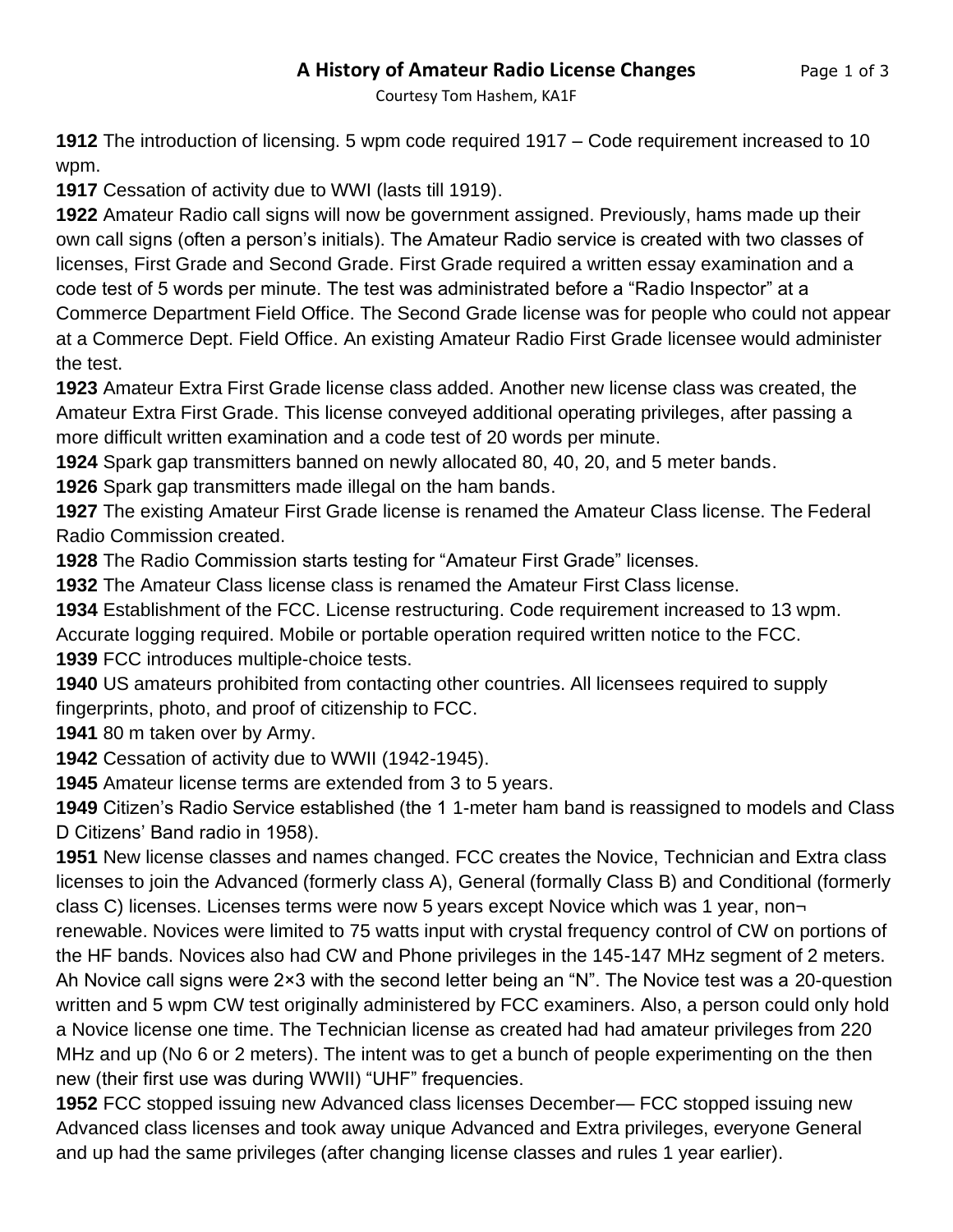# A History of Amateur Radio License Changes

Courtesy Tom Hashem, KA1F

**1912** The introduction of licensing. 5 wpm code required 1917 – Code requirement increased to 10 wpm.

**1917** Cessation of activity due to WWI (lasts till 1919).

**1922** Amateur Radio call signs will now be government assigned. Previously, hams made up their own call signs (often a person's initials). The Amateur Radio service is created with two classes of licenses, First Grade and Second Grade. First Grade required a written essay examination and a code test of 5 words per minute. The test was administrated before a "Radio Inspector" at a Commerce Department Field Office. The Second Grade license was for people who could not appear at a Commerce Dept. Field Office. An existing Amateur Radio First Grade licensee would administer the test.

**1923** Amateur Extra First Grade license class added. Another new license class was created, the Amateur Extra First Grade. This license conveyed additional operating privileges, after passing a more difficult written examination and a code test of 20 words per minute.

**1924** Spark gap transmitters banned on newly allocated 80, 40, 20, and 5 meter bands.

**1926** Spark gap transmitters made illegal on the ham bands.

**1927** The existing Amateur First Grade license is renamed the Amateur Class license. The Federal Radio Commission created.

**1928** The Radio Commission starts testing for "Amateur First Grade" licenses.

**1932** The Amateur Class license class is renamed the Amateur First Class license.

**1934** Establishment of the FCC. License restructuring. Code requirement increased to 13 wpm. Accurate logging required. Mobile or portable operation required written notice to the FCC.

**1939** FCC introduces multiple-choice tests.

**1940** US amateurs prohibited from contacting other countries. All licensees required to supply fingerprints, photo, and proof of citizenship to FCC.

**1941** 80 m taken over by Army.

**1942** Cessation of activity due to WWII (1942-1945).

**1945** Amateur license terms are extended from 3 to 5 years.

**1949** Citizen's Radio Service established (the 1 1-meter ham band is reassigned to models and Class D Citizens' Band radio in 1958).

**1951** New license classes and names changed. FCC creates the Novice, Technician and Extra class licenses to join the Advanced (formerly class A), General (formally Class B) and Conditional (formerly class C) licenses. Licenses terms were now 5 years except Novice which was 1 year, non¬renewable. Novices were limited to 75 watts input with crystal frequency control of CW on portions of the HF bands. Novices also had CW and Phone privileges in the 145-147 MHz segment of 2 meters. Ah Novice call signs were 2×3 with the second letter being an "N". The Novice test was a 20-question written and 5 wpm CW test originally administered by FCC examiners. Also, a person could only hold a Novice license one time. The Technician license as created had had amateur privileges from 220 MHz and up (No 6 or 2 meters). The intent was to get a bunch of people experimenting on the then new (their first use was during WWII) "UHF" frequencies.

**1952** FCC stopped issuing new Advanced class licenses December— FCC stopped issuing new Advanced class licenses and took away unique Advanced and Extra privileges, everyone General and up had the same privileges (after changing license classes and rules 1 year earlier).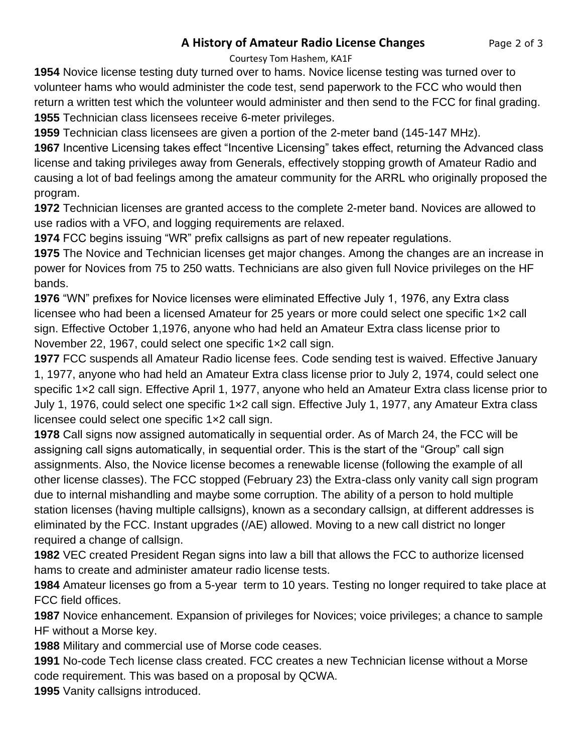**1954** Novice license testing duty turned over to hams. Novice license testing was turned over to volunteer hams who would administer the code test, send paperwork to the FCC who would then return a written test which the volunteer would administer and then send to the FCC for final grading.

**1955** Technician class licensees receive 6-meter privileges.

**1959** Technician class licensees are given a portion of the 2-meter band (145-147 MHz).

**1967** Incentive Licensing takes effect "Incentive Licensing" takes effect, returning the Advanced class license and taking privileges away from Generals, effectively stopping growth of Amateur Radio and causing a lot of bad feelings among the amateur community for the ARRL who originally proposed the program.

**1972** Technician licenses are granted access to the complete 2-meter band. Novices are allowed to use radios with a VFO, and logging requirements are relaxed.

**1974** FCC begins issuing "WR" prefix callsigns as part of new repeater regulations.

**1975** The Novice and Technician licenses get major changes. Among the changes are an increase in power for Novices from 75 to 250 watts. Technicians are also given full Novice privileges on the HF bands.

**1976** "WN" prefixes for Novice licenses were eliminated Effective July 1, 1976, any Extra class licensee who had been a licensed Amateur for 25 years or more could select one specific 1×2 call sign. Effective October 1,1976, anyone who had held an Amateur Extra class license prior to November 22, 1967, could select one specific 1×2 call sign.

**1977** FCC suspends all Amateur Radio license fees. Code sending test is waived. Effective January 1, 1977, anyone who had held an Amateur Extra class license prior to July 2, 1974, could select one specific 1×2 call sign. Effective April 1, 1977, anyone who held an Amateur Extra class license prior to July 1, 1976, could select one specific 1×2 call sign. Effective July 1, 1977, any Amateur Extra class licensee could select one specific 1×2 call sign.

**1978** Call signs now assigned automatically in sequential order. As of March 24, the FCC will be assigning call signs automatically, in sequential order. This is the start of the "Group" call sign assignments. Also, the Novice license becomes a renewable license (following the example of all other license classes). The FCC stopped (February 23) the Extra-class only vanity call sign program due to internal mishandling and maybe some corruption. The ability of a person to hold multiple station licenses (having multiple callsigns), known as a secondary callsign, at different addresses is eliminated by the FCC. Instant upgrades (/AE) allowed. Moving to a new call district no longer required a change of callsign.

**1982** VEC created President Regan signs into law a bill that allows the FCC to authorize licensed hams to create and administer amateur radio license tests.

**1984** Amateur licenses go from a 5-year term to 10 years. Testing no longer required to take place at FCC field offices.

**1987** Novice enhancement. Expansion of privileges for Novices; voice privileges; a chance to sample HF without a Morse key.

**1988** Military and commercial use of Morse code ceases.

**1991** No-code Tech license class created. FCC creates a new Technician license without a Morse code requirement. This was based on a proposal by QCWA.

**1995** Vanity callsigns introduced.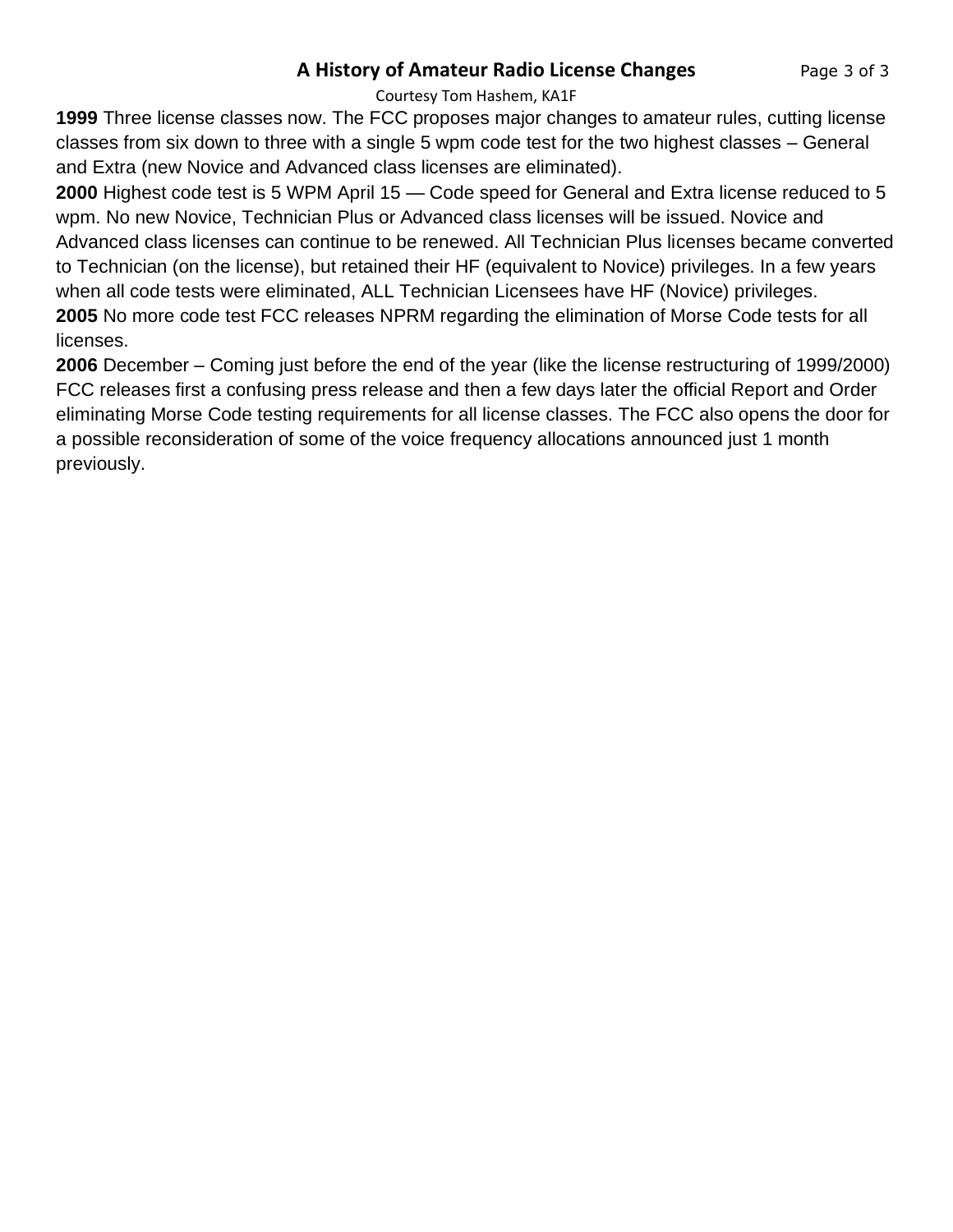**1999** Three license classes now. The FCC proposes major changes to amateur rules, cutting license classes from six down to three with a single 5 wpm code test for the two highest classes – General and Extra (new Novice and Advanced class licenses are eliminated).

**2000** Highest code test is 5 WPM April 15 — Code speed for General and Extra license reduced to 5 wpm. No new Novice, Technician Plus or Advanced class licenses will be issued. Novice and Advanced class licenses can continue to be renewed. All Technician Plus licenses became converted to Technician (on the license), but retained their HF (equivalent to Novice) privileges. In a few years when all code tests were eliminated, ALL Technician Licensees have HF (Novice) privileges.

**2005** No more code test FCC releases NPRM regarding the elimination of Morse Code tests for all licenses.

**2006** December – Coming just before the end of the year (like the license restructuring of 1999/2000) FCC releases first a confusing press release and then a few days later the official Report and Order eliminating Morse Code testing requirements for all license classes. The FCC also opens the door for a possible reconsideration of some of the voice frequency allocations announced just 1 month previously.